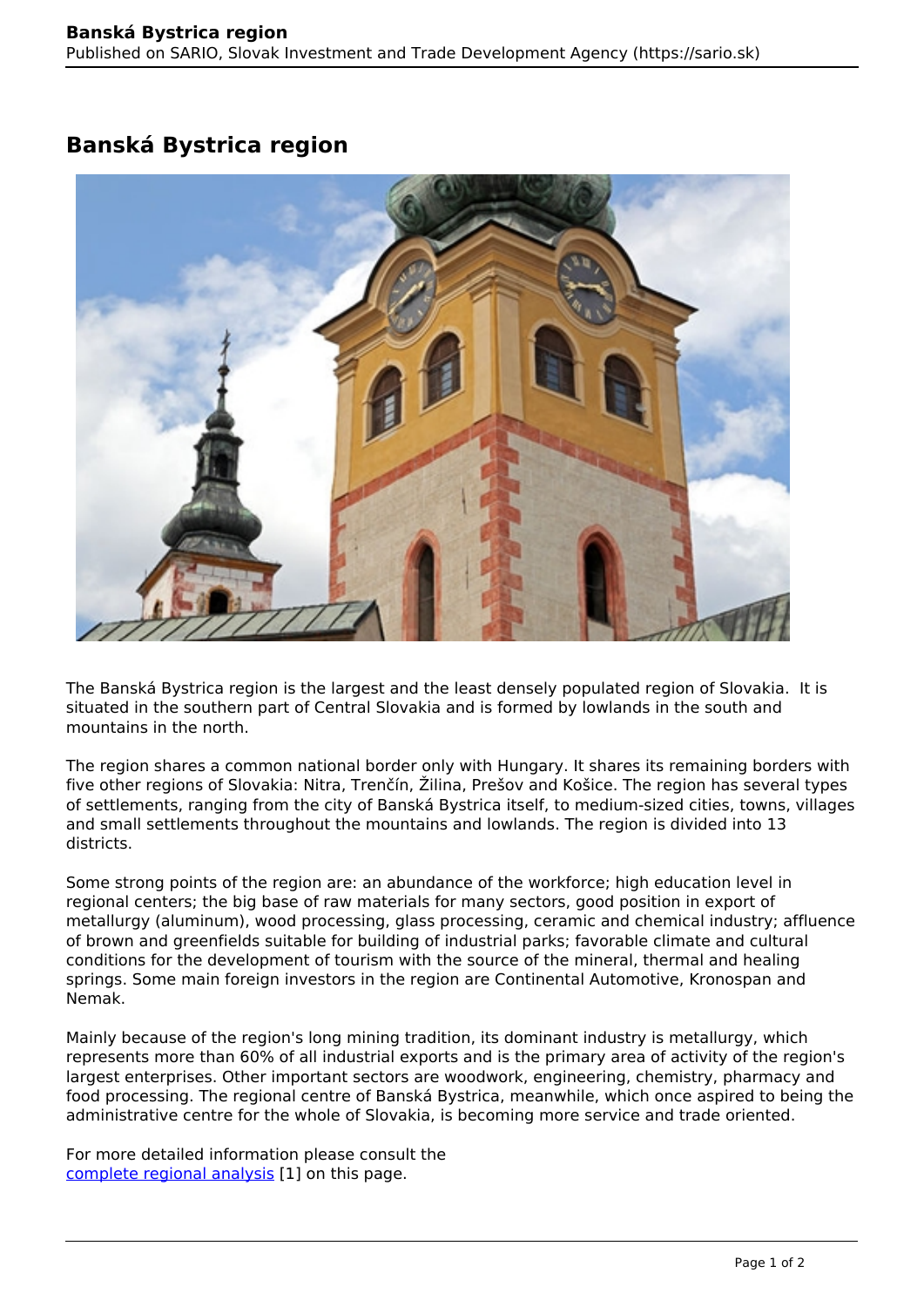# Banská Bystrica region

The Banská Bystrica region is the largest and the least densely populated region of Slovakia. It is situated in the southern part of Central Slovakia and is formed by lowlands in the south and mountains in the north.

The region shares a common national border only with Hungary. It shares its remaining borders with five other regions of Slovakia: Nitra, Trenčín, Žilina, Prešov and Košice. The region has several types of settlements, ranging from the city of Banská Bystrica itself, to medium-sized cities, towns, villages and small settlements throughout the mountains and lowlands. The region is divided into 13 districts.

Some strong points of the region are: an abundance of the workforce; high education level in regional centers; the big base of raw materials for many sectors, good position in export of metallurgy (aluminum), wood processing, glass processing, ceramic and chemical industry; affluence of brown and greenfields suitable for building of industrial parks; favorable climate and cultural conditions for the development of tourism with the source of the mineral, thermal and healing springs. Some main foreign investors in the region are Continental Automotive, Kronospan and Nemak.

Mainly because of the region's long mining tradition, its dominant industry is metallurgy, which represents more than 60% of all industrial exports and is the primary area of activity of the region's largest enterprises. Other important sectors are woodwork, engineering, chemistry, pharmacy and food processing. The regional centre of Banská Bystrica, meanwhile, which once aspired to being the administrative centre for the whole of Slovakia, is becoming more service and trade oriented.

For more detailed information please consult the complete regional analysis [1] on this page.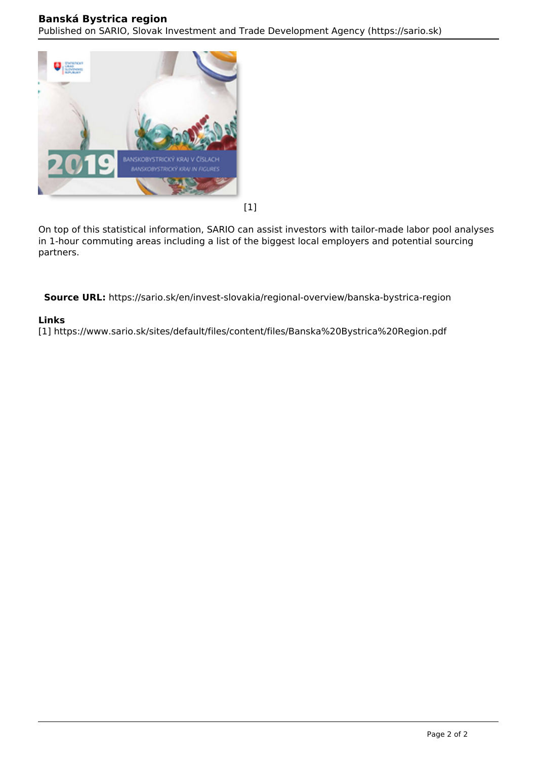[1]

On top of this statistical information, SARIO can assist investors with tailor-made labor pool analyses in 1-hour commuting areas including a list of the biggest local employers and potential sourcing partners.

**Source URL:** https://sario.sk/en/invest-slovakia/regional-overview/banska-bystrica-region

**Links**

[1] https://www.sario.sk/sites/default/files/content/files/Banska%20Bystrica%20Region.pdf